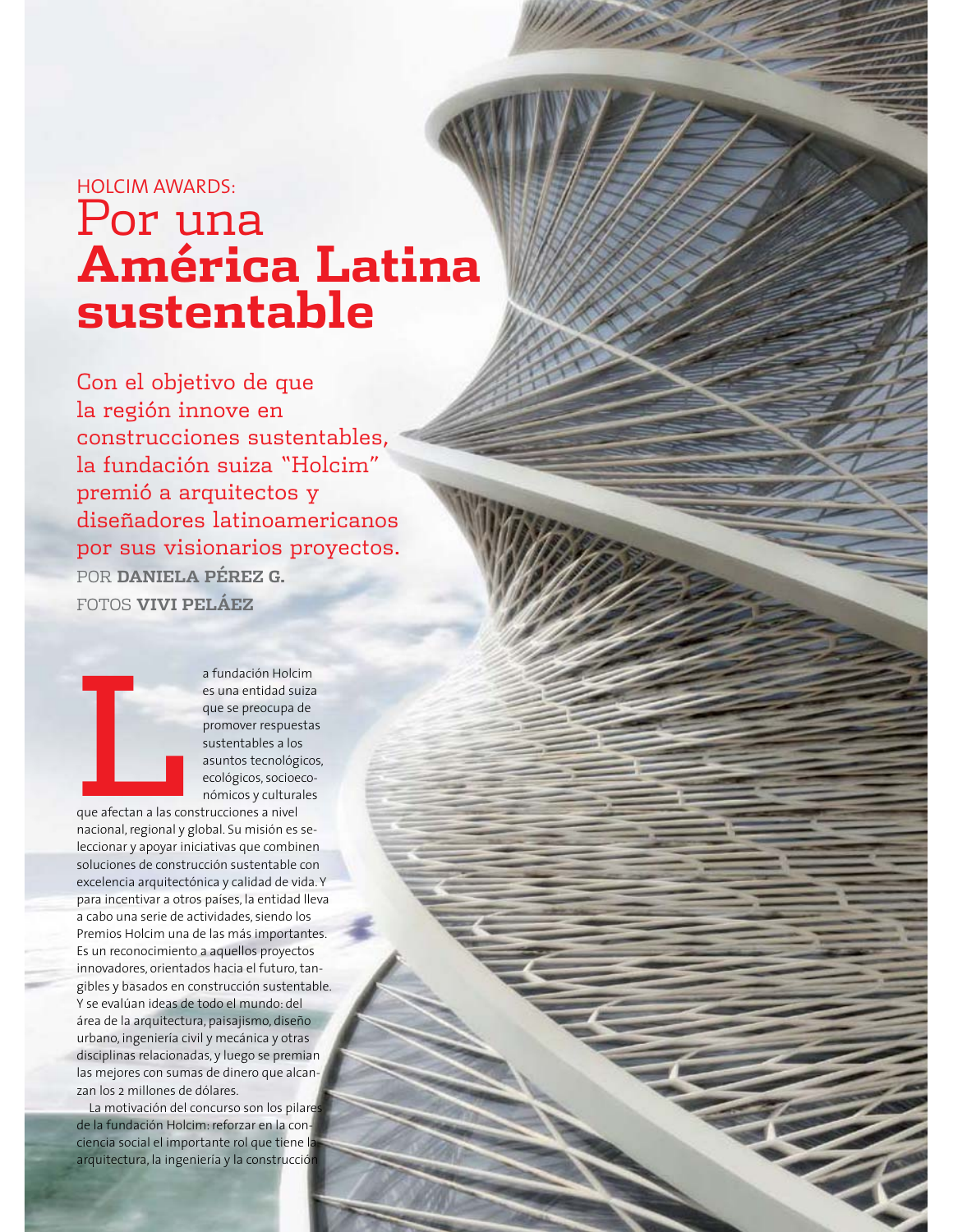HOLCIM AWARDS:

# Por una **América Latina sustentable**

Con el objetivo de que la región innove en construcciones sustentables, la fundación suiza "Holcim" premió a arquitectos y diseñadores latinoamericanos por sus visionarios proyectos.

POR **DANIELA PÉREZ G.**

FOTOS **VIVI PELÁEZ**

La fundación Holcim es una entidad suiza que se preocupa de promover respuestas sustentables a los asuntos tecnológicos, ecológicos, socioeconómicos y culturales que afectan a las construcciones a nivel nacional, regional y global. Su misión es seleccionar y apoyar iniciativas que combinen soluciones de construcción sustentable con excelencia arquitectónica y calidad de vida. Y para incentivar a otros países, la entidad lleva a cabo una serie de actividades, siendo los Premios Holcim una de las más importantes. Es un reconocimiento a aquellos proyectos innovadores, orientados hacia el futuro, tangibles y basados en construcción sustentable. Y se evalúan ideas de todo el mundo: del área de la arquitectura, paisajismo, diseño urbano, ingeniería civil y mecánica y otras disciplinas relacionadas, y luego se premian las mejores con sumas de dinero que alcanzan los 2 millones de dólares.

La motivación del concurso son los pilares de la fundación Holcim: reforzar en la conciencia social el importante rol que tiene la arquitectura, la ingeniería y la construcción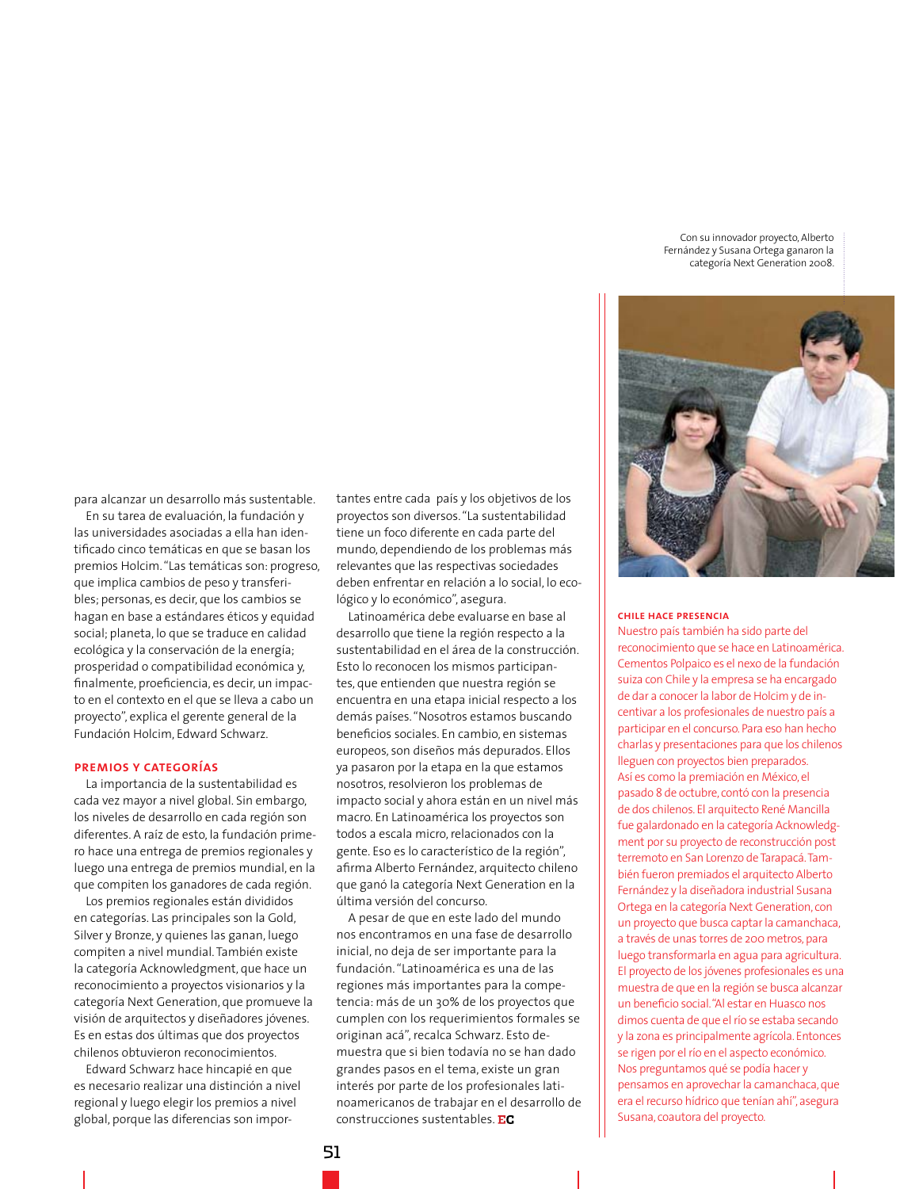para alcanzar un desarrollo más sustentable.

En su tarea de evaluación, la fundación y las universidades asociadas a ella han identificado cinco temáticas en que se basan los premios Holcim. "Las temáticas son: progreso, que implica cambios de peso y transferibles; personas, es decir, que los cambios se hagan en base a estándares éticos y equidad social; planeta, lo que se traduce en calidad ecológica y la conservación de la energía; prosperidad o compatibilidad económica y, finalmente, proeficiencia, es decir, un impacto en el contexto en el que se lleva a cabo un proyecto", explica el gerente general de la Fundación Holcim, Edward Schwarz.

## PREMIOS Y CATEGORÍAS

La importancia de la sustentabilidad es cada vez mayor a nivel global. Sin embargo, los niveles de desarrollo en cada región son diferentes. A raíz de esto, la fundación primero hace una entrega de premios regionales y luego una entrega de premios mundial, en la que compiten los ganadores de cada región.

Los premios regionales están divididos en categorías. Las principales son la Gold, Silver y Bronze, y quienes las ganan, luego compiten a nivel mundial. También existe la categoría Acknowledgment, que hace un reconocimiento a proyectos visionarios y la categoría Next Generation, que promueve la visión de arquitectos y diseñadores jóvenes. Es en estas dos últimas que dos proyectos chilenos obtuvieron reconocimientos.

Edward Schwarz hace hincapié en que es necesario realizar una distinción a nivel regional y luego elegir los premios a nivel global, porque las diferencias son importantes entre cada país y los objetivos de los proyectos son diversos. "La sustentabilidad tiene un foco diferente en cada parte del mundo, dependiendo de los problemas más relevantes que las respectivas sociedades deben enfrentar en relación a lo social, lo ecológico y lo económico", asegura.

Latinoamérica debe evaluarse en base al desarrollo que tiene la región respecto a la sustentabilidad en el área de la construcción. Esto lo reconocen los mismos participantes, que entienden que nuestra región se encuentra en una etapa inicial respecto a los demás países. "Nosotros estamos buscando beneficios sociales. En cambio, en sistemas europeos, son diseños más depurados. Ellos ya pasaron por la etapa en la que estamos nosotros, resolvieron los problemas de impacto social y ahora están en un nivel más macro. En Latinoamérica los proyectos son todos a escala micro, relacionados con la gente. Eso es lo característico de la región", afirma Alberto Fernández, arquitecto chileno que ganó la categoría Next Generation en la última versión del concurso.

A pesar de que en este lado del mundo nos encontramos en una fase de desarrollo inicial, no deja de ser importante para la fundación. "Latinoamérica es una de las regiones más importantes para la competencia: más de un 30% de los proyectos que cumplen con los requerimientos formales se originan acá", recalca Schwarz. Esto demuestra que si bien todavía no se han dado grandes pasos en el tema, existe un gran interés por parte de los profesionales latinoamericanos de trabajar en el desarrollo de construcciones sustentables. **EC**

Con su innovador proyecto, Alberto Fernández y Susana Ortega ganaron la categoría Next Generation 2008.

### CHILE HACE PRESENCIA

Nuestro país también ha sido parte del reconocimiento que se hace en Latinoamérica. Cementos Polpaico es el nexo de la fundación suiza con Chile y la empresa se ha encargado de dar a conocer la labor de Holcim y de incentivar a los profesionales de nuestro país a participar en el concurso. Para eso han hecho charlas y presentaciones para que los chilenos lleguen con proyectos bien preparados.

Así es como la premiación en México, el pasado 8 de octubre, contó con la presencia de dos chilenos. El arquitecto René Mancilla fue galardonado en la categoría Acknowledgment por su proyecto de reconstrucción post terremoto en San Lorenzo de Tarapacá. También fueron premiados el arquitecto Alberto Fernández y la diseñadora industrial Susana Ortega en la categoría Next Generation, con un proyecto que busca captar la camanchaca, a través de unas torres de 200 metros, para luego transformarla en agua para agricultura. El proyecto de los jóvenes profesionales es una muestra de que en la región se busca alcanzar un beneficio social. "Al estar en Huasco nos dimos cuenta de que el río se estaba secando y la zona es principalmente agrícola. Entonces se rigen por el río en el aspecto económico. Nos preguntamos qué se podía hacer y pensamos en aprovechar la camanchaca, que era el recurso hídrico que tenían ahí", asegura Susana, coautora del proyecto.